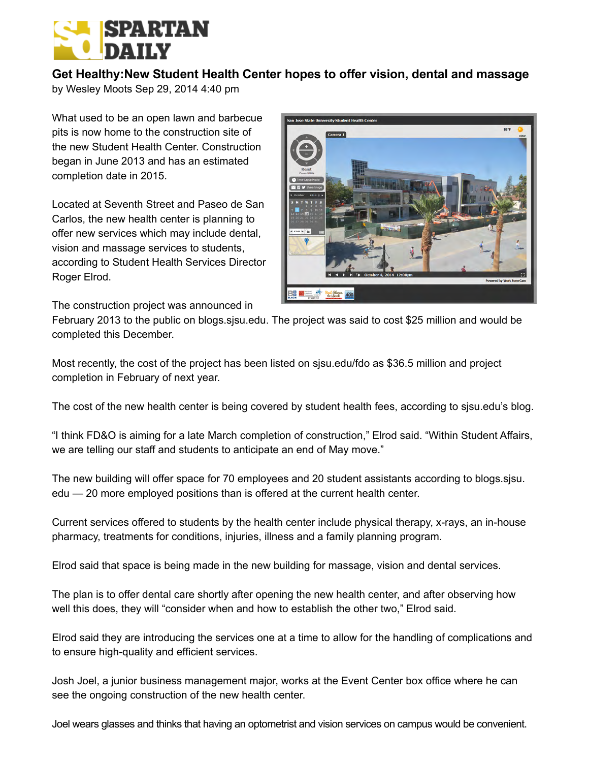# SPARTAN DAILY

## Get Healthy:New Student Health Center hopes to offer vision, dental and massage

by Wesley Moots Sep 29, 2014 4:40 pm

What used to be an open lawn and barbecue pits is now home to the construction site of the new Student Health Center. Construction began in June 2013 and has an estimated completion date in 2015.

Located at Seventh Street and Paseo de San Carlos, the new health center is planning to offer new services which may include dental, vision and massage services to students, according to Student Health Services Director Roger Elrod.

The construction project was announced in February 2013 to the public on blogs.sjsu.edu. The project was said to cost $25 million and would be completed this December.

Most recently, the cost of the project has been listed on sjsu.edu/fdo as $36.5 million and project completion in February of next year.

The cost of the new health center is being covered by student health fees, according to sjsu.edu's blog.

"I think FD&O is aiming for a late March completion of construction," Elrod said. "Within Student Affairs, we are telling our staff and students to anticipate an end of May move."

The new building will offer space for 70 employees and 20 student assistants according to blogs.sjsu.edu — 20 more employed positions than is offered at the current health center.

Current services offered to students by the health center include physical therapy, x-rays, an in-house pharmacy, treatments for conditions, injuries, illness and a family planning program.

Elrod said that space is being made in the new building for massage, vision and dental services.

The plan is to offer dental care shortly after opening the new health center, and after observing how well this does, they will "consider when and how to establish the other two," Elrod said.

Elrod said they are introducing the services one at a time to allow for the handling of complications and to ensure high-quality and efficient services.

Josh Joel, a junior business management major, works at the Event Center box office where he can see the ongoing construction of the new health center.

Joel wears glasses and thinks that having an optometrist and vision services on campus would be convenient.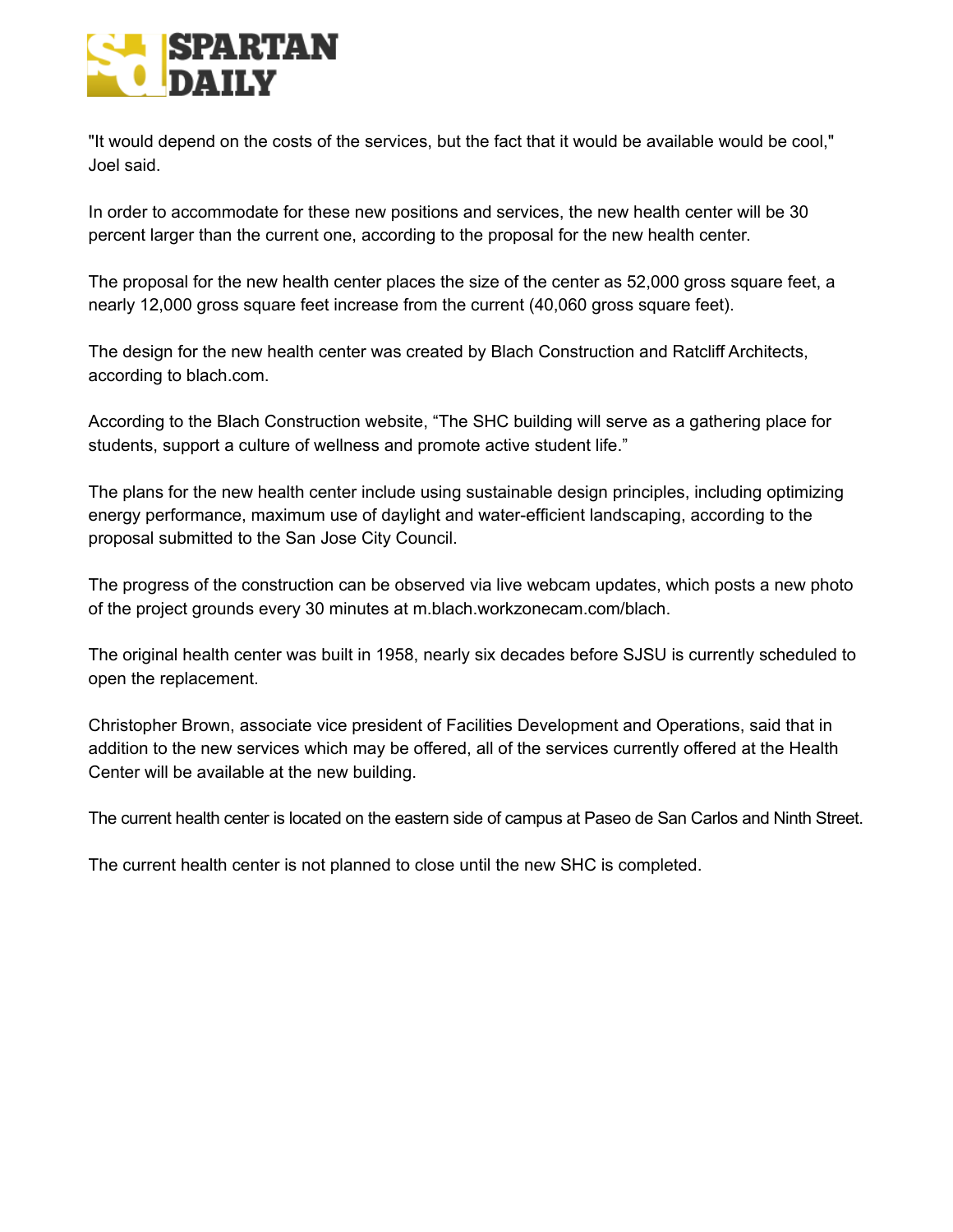"It would depend on the costs of the services, but the fact that it would be available would be cool," Joel said.

In order to accommodate for these new positions and services, the new health center will be 30 percent larger than the current one, according to the proposal for the new health center.

The proposal for the new health center places the size of the center as 52,000 gross square feet, a nearly 12,000 gross square feet increase from the current (40,060 gross square feet).

The design for the new health center was created by Blach Construction and Ratcliff Architects, according to blach.com.

According to the Blach Construction website, "The SHC building will serve as a gathering place for students, support a culture of wellness and promote active student life."

The plans for the new health center include using sustainable design principles, including optimizing energy performance, maximum use of daylight and water-efficient landscaping, according to the proposal submitted to the San Jose City Council.

The progress of the construction can be observed via live webcam updates, which posts a new photo of the project grounds every 30 minutes at m.blach.workzonecam.com/blach.

The original health center was built in 1958, nearly six decades before SJSU is currently scheduled to open the replacement.

Christopher Brown, associate vice president of Facilities Development and Operations, said that in addition to the new services which may be offered, all of the services currently offered at the Health Center will be available at the new building.

The current health center is located on the eastern side of campus at Paseo de San Carlos and Ninth Street.

The current health center is not planned to close until the new SHC is completed.